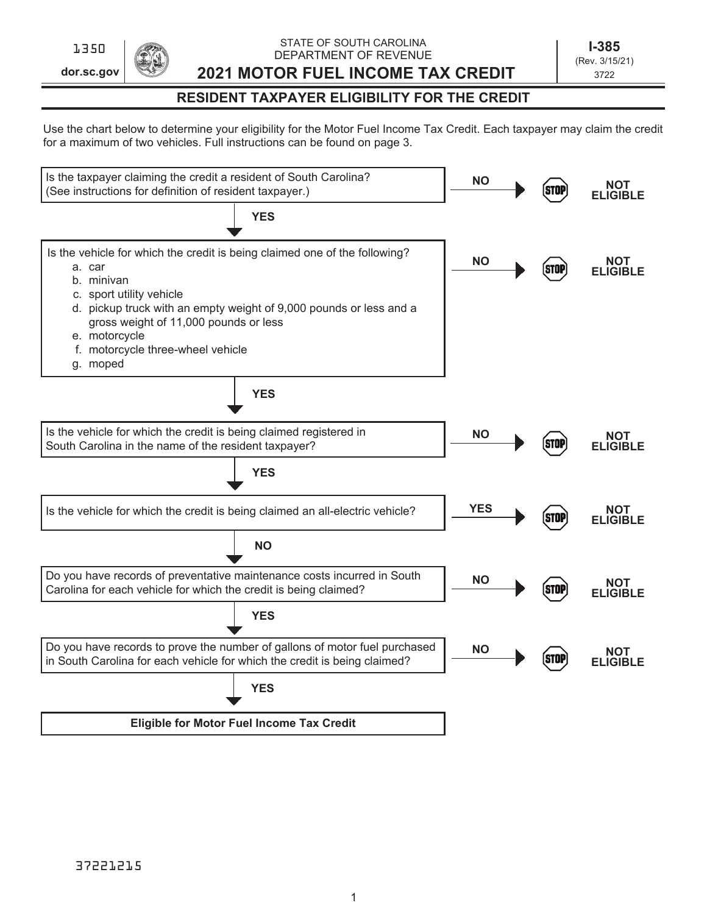1350

dor.sc.gov

STATE OF SOUTH CAROLINA
DEPARTMENT OF REVENUE

# 2021 MOTOR FUEL INCOME TAX CREDIT

**I-385**
(Rev. 3/15/21)
3722

## RESIDENT TAXPAYER ELIGIBILITY FOR THE CREDIT

Use the chart below to determine your eligibility for the Motor Fuel Income Tax Credit. Each taxpayer may claim the credit for a maximum of two vehicles. Full instructions can be found on page 3.

Is the taxpayer claiming the credit a resident of South Carolina? (See instructions for definition of resident taxpayer.)

- **NO** → STOP **NOT ELIGIBLE**
- **YES** ↓

Is the vehicle for which the credit is being claimed one of the following?

a. car
b. minivan
c. sport utility vehicle
d. pickup truck with an empty weight of 9,000 pounds or less and a gross weight of 11,000 pounds or less
e. motorcycle
f. motorcycle three-wheel vehicle
g. moped

- **NO** → STOP **NOT ELIGIBLE**
- **YES** ↓

Is the vehicle for which the credit is being claimed registered in South Carolina in the name of the resident taxpayer?

- **NO** → STOP **NOT ELIGIBLE**
- **YES** ↓

Is the vehicle for which the credit is being claimed an all-electric vehicle?

- **YES** → STOP **NOT ELIGIBLE**
- **NO** ↓

Do you have records of preventative maintenance costs incurred in South Carolina for each vehicle for which the credit is being claimed?

- **NO** → STOP **NOT ELIGIBLE**
- **YES** ↓

Do you have records to prove the number of gallons of motor fuel purchased in South Carolina for each vehicle for which the credit is being claimed?

- **NO** → STOP **NOT ELIGIBLE**
- **YES** ↓

**Eligible for Motor Fuel Income Tax Credit**

37221215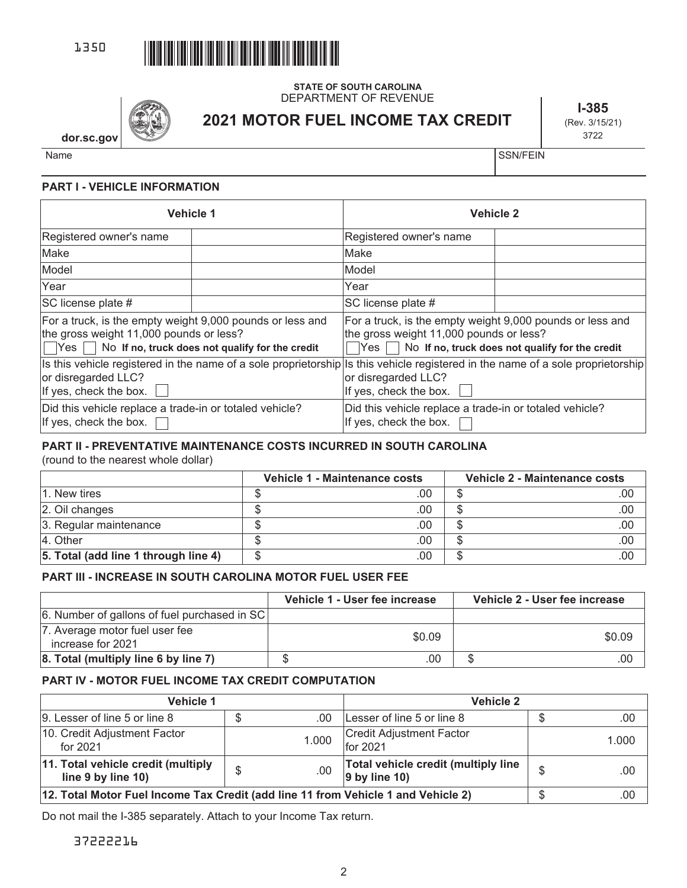1350

**STATE OF SOUTH CAROLINA**
DEPARTMENT OF REVENUE

# 2021 MOTOR FUEL INCOME TAX CREDIT

**I-385**
(Rev. 3/15/21)
3722

dor.sc.gov

| Name | SSN/FEIN |
|---|---|
| | |

### PART I - VEHICLE INFORMATION

| Vehicle 1 | | Vehicle 2 | |
|---|---|---|---|
| Registered owner's name | | Registered owner's name | |
| Make | | Make | |
| Model | | Model | |
| Year | | Year | |
| SC license plate # | | SC license plate # | |
| For a truck, is the empty weight 9,000 pounds or less and the gross weight 11,000 pounds or less? ☐ Yes ☐ No **If no, truck does not qualify for the credit** | | For a truck, is the empty weight 9,000 pounds or less and the gross weight 11,000 pounds or less? ☐ Yes ☐ No **If no, truck does not qualify for the credit** | |
| Is this vehicle registered in the name of a sole proprietorship or disregarded LLC? If yes, check the box. ☐ | | Is this vehicle registered in the name of a sole proprietorship or disregarded LLC? If yes, check the box. ☐ | |
| Did this vehicle replace a trade-in or totaled vehicle? If yes, check the box. ☐ | | Did this vehicle replace a trade-in or totaled vehicle? If yes, check the box. ☐ | |

### PART II - PREVENTATIVE MAINTENANCE COSTS INCURRED IN SOUTH CAROLINA

(round to the nearest whole dollar)

| | Vehicle 1 - Maintenance costs | Vehicle 2 - Maintenance costs |
|---|---|---|
| 1. New tires | $ .00 | $ .00 |
| 2. Oil changes | $ .00 | $ .00 |
| 3. Regular maintenance | $ .00 | $ .00 |
| 4. Other | $ .00 | $ .00 |
| **5. Total (add line 1 through line 4)** | $ .00 | $ .00 |

### PART III - INCREASE IN SOUTH CAROLINA MOTOR FUEL USER FEE

| | Vehicle 1 - User fee increase | Vehicle 2 - User fee increase |
|---|---|---|
| 6. Number of gallons of fuel purchased in SC | | |
| 7. Average motor fuel user fee increase for 2021 | $0.09 | $0.09 |
| **8. Total (multiply line 6 by line 7)** | $ .00 | $ .00 |

### PART IV - MOTOR FUEL INCOME TAX CREDIT COMPUTATION

| Vehicle 1 | | Vehicle 2 | |
|---|---|---|---|
| 9. Lesser of line 5 or line 8 | $ .00 | Lesser of line 5 or line 8 | $ .00 |
| 10. Credit Adjustment Factor for 2021 | 1.000 | Credit Adjustment Factor for 2021 | 1.000 |
| **11. Total vehicle credit (multiply line 9 by line 10)** | $ .00 | **Total vehicle credit (multiply line 9 by line 10)** | $ .00 |
| **12. Total Motor Fuel Income Tax Credit (add line 11 from Vehicle 1 and Vehicle 2)** | | | $ .00 |

Do not mail the I-385 separately. Attach to your Income Tax return.

37222216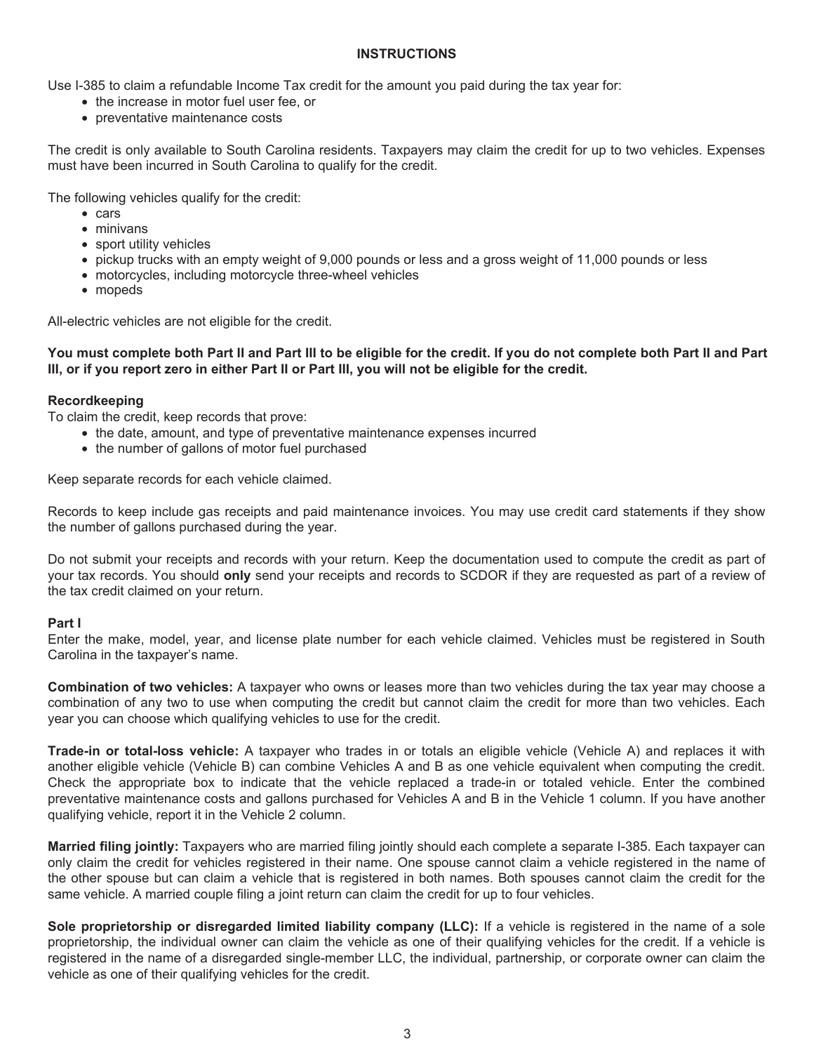## INSTRUCTIONS

Use I-385 to claim a refundable Income Tax credit for the amount you paid during the tax year for:

- the increase in motor fuel user fee, or
- preventative maintenance costs

The credit is only available to South Carolina residents. Taxpayers may claim the credit for up to two vehicles. Expenses must have been incurred in South Carolina to qualify for the credit.

The following vehicles qualify for the credit:

- cars
- minivans
- sport utility vehicles
- pickup trucks with an empty weight of 9,000 pounds or less and a gross weight of 11,000 pounds or less
- motorcycles, including motorcycle three-wheel vehicles
- mopeds

All-electric vehicles are not eligible for the credit.

**You must complete both Part II and Part III to be eligible for the credit. If you do not complete both Part II and Part III, or if you report zero in either Part II or Part III, you will not be eligible for the credit.**

### Recordkeeping

To claim the credit, keep records that prove:

- the date, amount, and type of preventative maintenance expenses incurred
- the number of gallons of motor fuel purchased

Keep separate records for each vehicle claimed.

Records to keep include gas receipts and paid maintenance invoices. You may use credit card statements if they show the number of gallons purchased during the year.

Do not submit your receipts and records with your return. Keep the documentation used to compute the credit as part of your tax records. You should **only** send your receipts and records to SCDOR if they are requested as part of a review of the tax credit claimed on your return.

### Part I

Enter the make, model, year, and license plate number for each vehicle claimed. Vehicles must be registered in South Carolina in the taxpayer's name.

**Combination of two vehicles:** A taxpayer who owns or leases more than two vehicles during the tax year may choose a combination of any two to use when computing the credit but cannot claim the credit for more than two vehicles. Each year you can choose which qualifying vehicles to use for the credit.

**Trade-in or total-loss vehicle:** A taxpayer who trades in or totals an eligible vehicle (Vehicle A) and replaces it with another eligible vehicle (Vehicle B) can combine Vehicles A and B as one vehicle equivalent when computing the credit. Check the appropriate box to indicate that the vehicle replaced a trade-in or totaled vehicle. Enter the combined preventative maintenance costs and gallons purchased for Vehicles A and B in the Vehicle 1 column. If you have another qualifying vehicle, report it in the Vehicle 2 column.

**Married filing jointly:** Taxpayers who are married filing jointly should each complete a separate I-385. Each taxpayer can only claim the credit for vehicles registered in their name. One spouse cannot claim a vehicle registered in the name of the other spouse but can claim a vehicle that is registered in both names. Both spouses cannot claim the credit for the same vehicle. A married couple filing a joint return can claim the credit for up to four vehicles.

**Sole proprietorship or disregarded limited liability company (LLC):** If a vehicle is registered in the name of a sole proprietorship, the individual owner can claim the vehicle as one of their qualifying vehicles for the credit. If a vehicle is registered in the name of a disregarded single-member LLC, the individual, partnership, or corporate owner can claim the vehicle as one of their qualifying vehicles for the credit.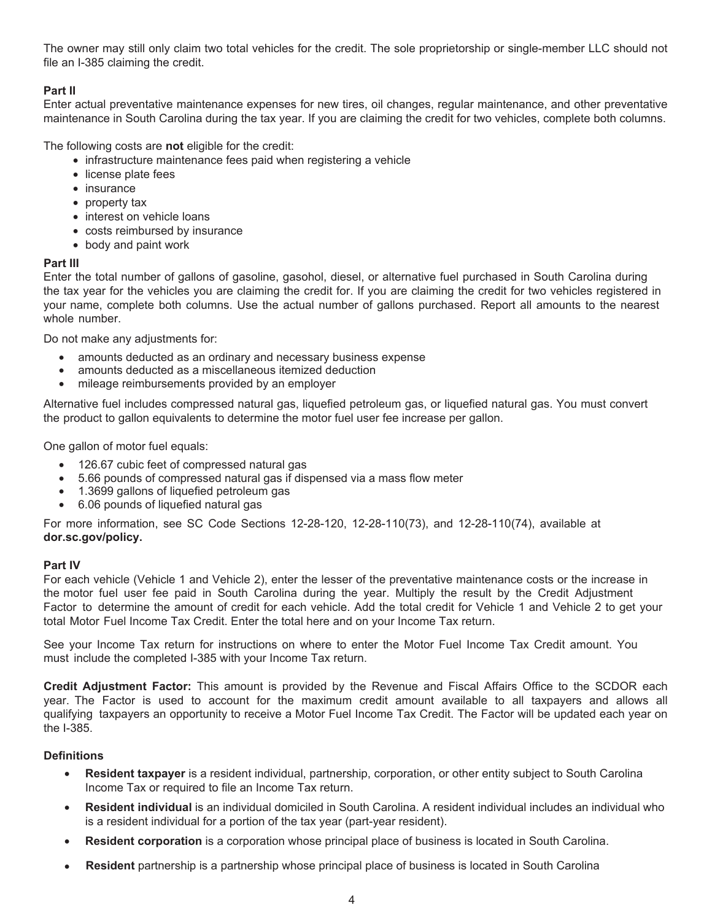The owner may still only claim two total vehicles for the credit. The sole proprietorship or single-member LLC should not file an I-385 claiming the credit.

**Part II**

Enter actual preventative maintenance expenses for new tires, oil changes, regular maintenance, and other preventative maintenance in South Carolina during the tax year. If you are claiming the credit for two vehicles, complete both columns.

The following costs are **not** eligible for the credit:

- infrastructure maintenance fees paid when registering a vehicle
- license plate fees
- insurance
- property tax
- interest on vehicle loans
- costs reimbursed by insurance
- body and paint work

**Part III**

Enter the total number of gallons of gasoline, gasohol, diesel, or alternative fuel purchased in South Carolina during the tax year for the vehicles you are claiming the credit for. If you are claiming the credit for two vehicles registered in your name, complete both columns. Use the actual number of gallons purchased. Report all amounts to the nearest whole number.

Do not make any adjustments for:

- amounts deducted as an ordinary and necessary business expense
- amounts deducted as a miscellaneous itemized deduction
- mileage reimbursements provided by an employer

Alternative fuel includes compressed natural gas, liquefied petroleum gas, or liquefied natural gas. You must convert the product to gallon equivalents to determine the motor fuel user fee increase per gallon.

One gallon of motor fuel equals:

- 126.67 cubic feet of compressed natural gas
- 5.66 pounds of compressed natural gas if dispensed via a mass flow meter
- 1.3699 gallons of liquefied petroleum gas
- 6.06 pounds of liquefied natural gas

For more information, see SC Code Sections 12-28-120, 12-28-110(73), and 12-28-110(74), available at **dor.sc.gov/policy.**

**Part IV**

For each vehicle (Vehicle 1 and Vehicle 2), enter the lesser of the preventative maintenance costs or the increase in the motor fuel user fee paid in South Carolina during the year. Multiply the result by the Credit Adjustment Factor to determine the amount of credit for each vehicle. Add the total credit for Vehicle 1 and Vehicle 2 to get your total Motor Fuel Income Tax Credit. Enter the total here and on your Income Tax return.

See your Income Tax return for instructions on where to enter the Motor Fuel Income Tax Credit amount. You must include the completed I-385 with your Income Tax return.

**Credit Adjustment Factor:** This amount is provided by the Revenue and Fiscal Affairs Office to the SCDOR each year. The Factor is used to account for the maximum credit amount available to all taxpayers and allows all qualifying taxpayers an opportunity to receive a Motor Fuel Income Tax Credit. The Factor will be updated each year on the I-385.

**Definitions**

- **Resident taxpayer** is a resident individual, partnership, corporation, or other entity subject to South Carolina Income Tax or required to file an Income Tax return.
- **Resident individual** is an individual domiciled in South Carolina. A resident individual includes an individual who is a resident individual for a portion of the tax year (part-year resident).
- **Resident corporation** is a corporation whose principal place of business is located in South Carolina.
- **Resident** partnership is a partnership whose principal place of business is located in South Carolina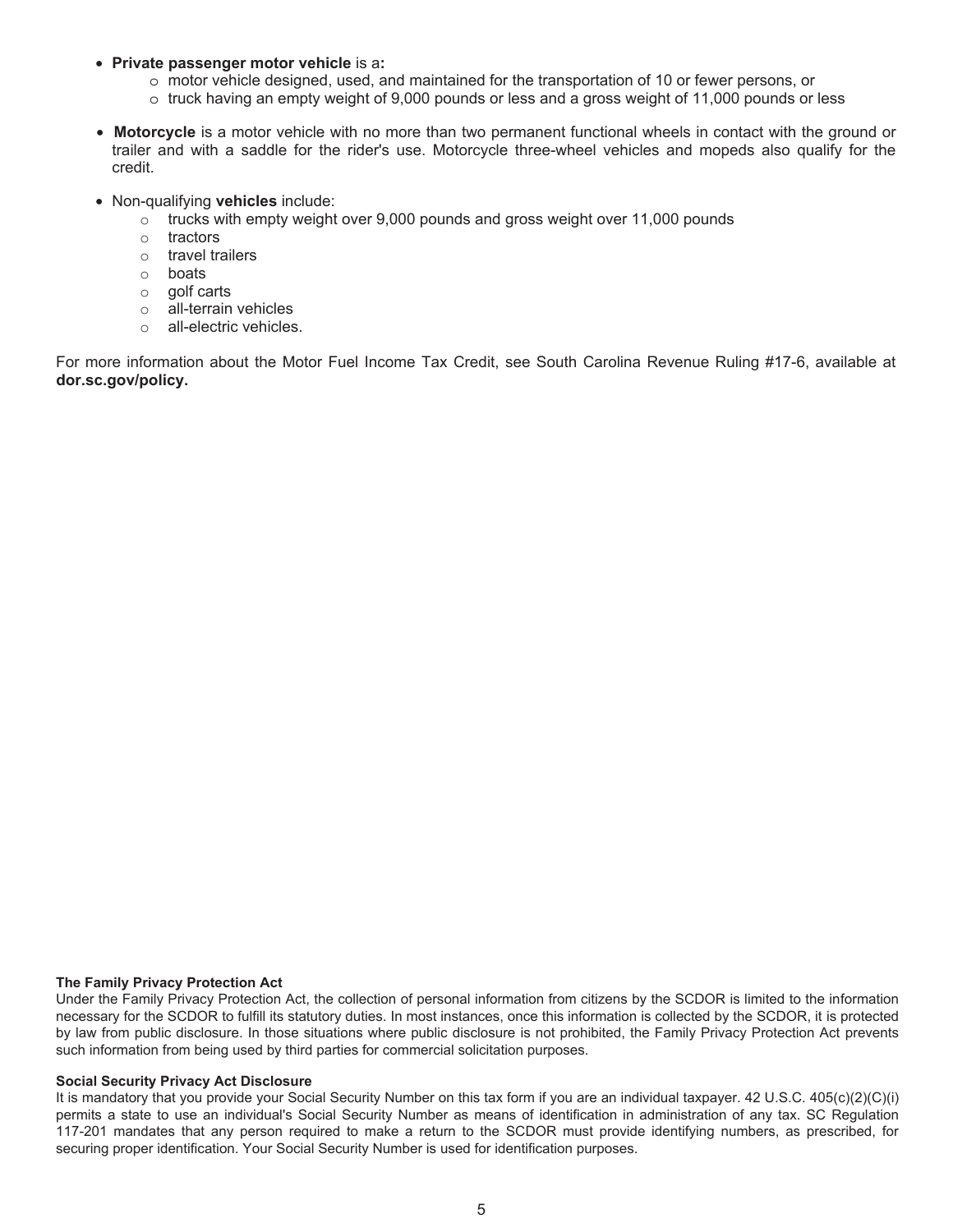- **Private passenger motor vehicle** is a**:**
  - motor vehicle designed, used, and maintained for the transportation of 10 or fewer persons, or
  - truck having an empty weight of 9,000 pounds or less and a gross weight of 11,000 pounds or less

- **Motorcycle** is a motor vehicle with no more than two permanent functional wheels in contact with the ground or trailer and with a saddle for the rider's use. Motorcycle three-wheel vehicles and mopeds also qualify for the credit.

- Non-qualifying **vehicles** include:
  - trucks with empty weight over 9,000 pounds and gross weight over 11,000 pounds
  - tractors
  - travel trailers
  - boats
  - golf carts
  - all-terrain vehicles
  - all-electric vehicles.

For more information about the Motor Fuel Income Tax Credit, see South Carolina Revenue Ruling #17-6, available at **dor.sc.gov/policy.**

**The Family Privacy Protection Act**

Under the Family Privacy Protection Act, the collection of personal information from citizens by the SCDOR is limited to the information necessary for the SCDOR to fulfill its statutory duties. In most instances, once this information is collected by the SCDOR, it is protected by law from public disclosure. In those situations where public disclosure is not prohibited, the Family Privacy Protection Act prevents such information from being used by third parties for commercial solicitation purposes.

**Social Security Privacy Act Disclosure**

It is mandatory that you provide your Social Security Number on this tax form if you are an individual taxpayer. 42 U.S.C. 405(c)(2)(C)(i) permits a state to use an individual's Social Security Number as means of identification in administration of any tax. SC Regulation 117-201 mandates that any person required to make a return to the SCDOR must provide identifying numbers, as prescribed, for securing proper identification. Your Social Security Number is used for identification purposes.